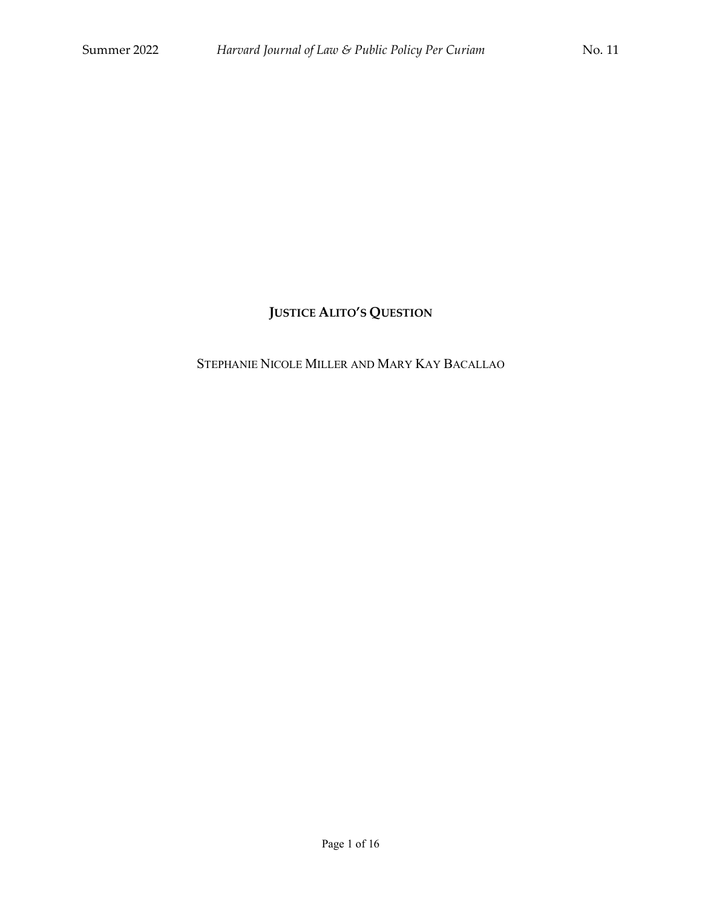# JUSTICE ALITO'S QUESTION

STEPHANIE NICOLE MILLER AND MARY KAY BACALLAO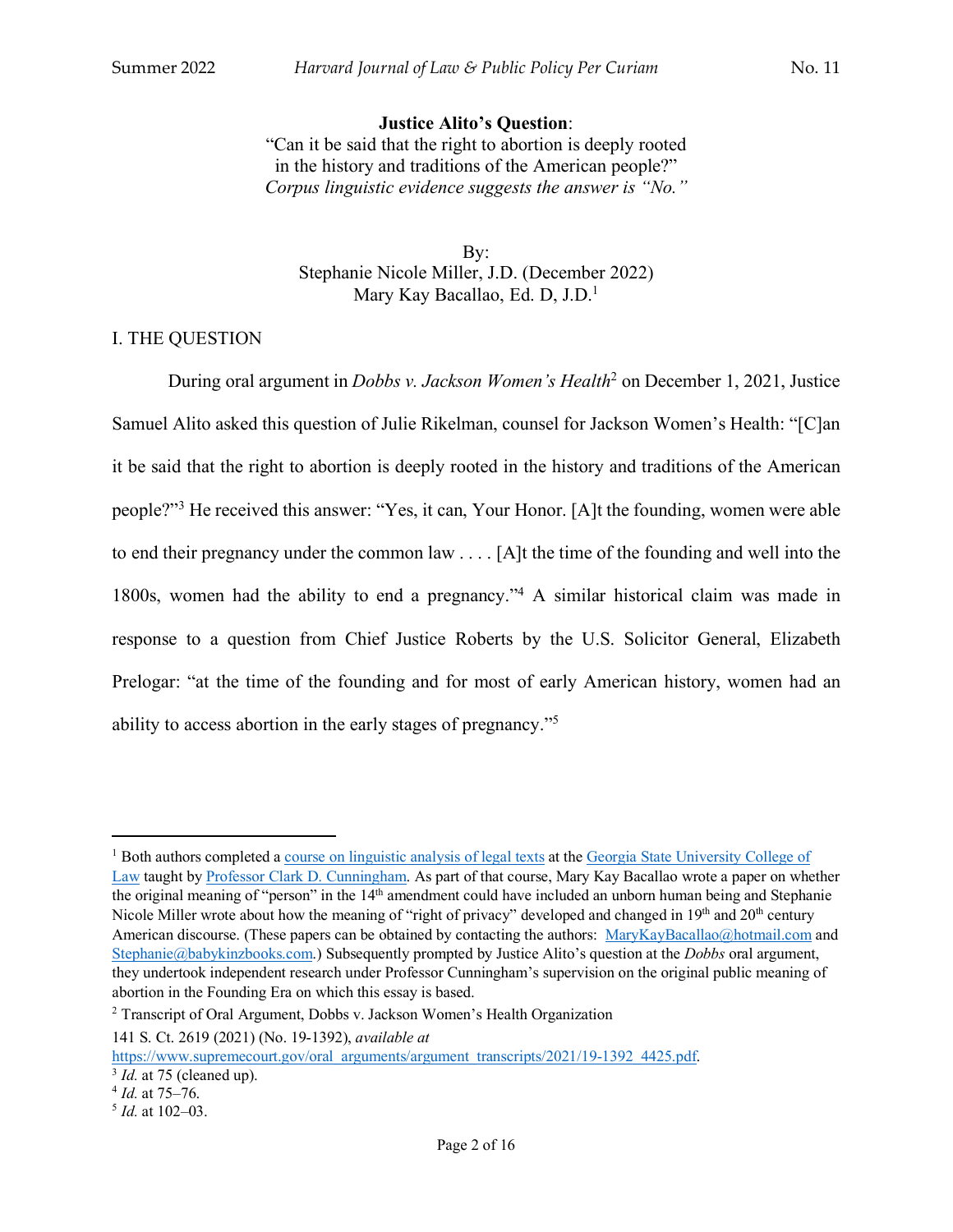**Justice Alito's Question**:
"Can it be said that the right to abortion is deeply rooted in the history and traditions of the American people?"
*Corpus linguistic evidence suggests the answer is "No."*

By:
Stephanie Nicole Miller, J.D. (December 2022)
Mary Kay Bacallao, Ed. D, J.D.[1]

## I. THE QUESTION

During oral argument in *Dobbs v. Jackson Women's Health*[2] on December 1, 2021, Justice Samuel Alito asked this question of Julie Rikelman, counsel for Jackson Women's Health: "[C]an it be said that the right to abortion is deeply rooted in the history and traditions of the American people?"[3] He received this answer: "Yes, it can, Your Honor. [A]t the founding, women were able to end their pregnancy under the common law . . . . [A]t the time of the founding and well into the 1800s, women had the ability to end a pregnancy."[4] A similar historical claim was made in response to a question from Chief Justice Roberts by the U.S. Solicitor General, Elizabeth Prelogar: "at the time of the founding and for most of early American history, women had an ability to access abortion in the early stages of pregnancy."[5]

---

[1] Both authors completed a course on linguistic analysis of legal texts at the Georgia State University College of Law taught by Professor Clark D. Cunningham. As part of that course, Mary Kay Bacallao wrote a paper on whether the original meaning of "person" in the 14th amendment could have included an unborn human being and Stephanie Nicole Miller wrote about how the meaning of "right of privacy" developed and changed in 19th and 20th century American discourse. (These papers can be obtained by contacting the authors: MaryKayBacallao@hotmail.com and Stephanie@babykinzbooks.com.) Subsequently prompted by Justice Alito's question at the *Dobbs* oral argument, they undertook independent research under Professor Cunningham's supervision on the original public meaning of abortion in the Founding Era on which this essay is based.

[2] Transcript of Oral Argument, Dobbs v. Jackson Women's Health Organization
141 S. Ct. 2619 (2021) (No. 19-1392), *available at* https://www.supremecourt.gov/oral_arguments/argument_transcripts/2021/19-1392_4425.pdf.

[3] *Id.* at 75 (cleaned up).

[4] *Id.* at 75–76.

[5] *Id.* at 102–03.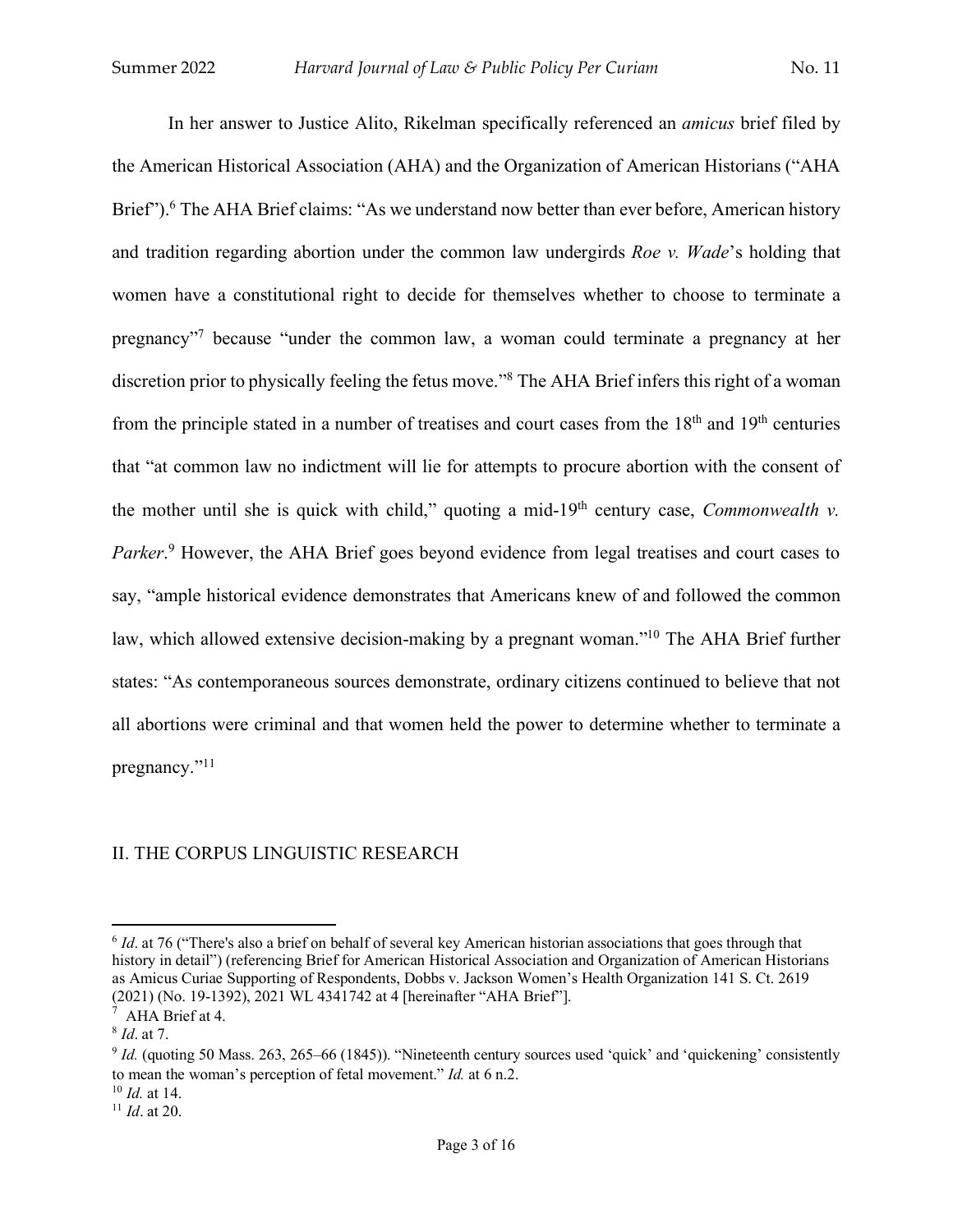In her answer to Justice Alito, Rikelman specifically referenced an *amicus* brief filed by the American Historical Association (AHA) and the Organization of American Historians ("AHA Brief").[6] The AHA Brief claims: "As we understand now better than ever before, American history and tradition regarding abortion under the common law undergirds *Roe v. Wade*'s holding that women have a constitutional right to decide for themselves whether to choose to terminate a pregnancy"[7] because "under the common law, a woman could terminate a pregnancy at her discretion prior to physically feeling the fetus move."[8] The AHA Brief infers this right of a woman from the principle stated in a number of treatises and court cases from the 18th and 19th centuries that "at common law no indictment will lie for attempts to procure abortion with the consent of the mother until she is quick with child," quoting a mid-19th century case, *Commonwealth v. Parker*.[9] However, the AHA Brief goes beyond evidence from legal treatises and court cases to say, "ample historical evidence demonstrates that Americans knew of and followed the common law, which allowed extensive decision-making by a pregnant woman."[10] The AHA Brief further states: "As contemporaneous sources demonstrate, ordinary citizens continued to believe that not all abortions were criminal and that women held the power to determine whether to terminate a pregnancy."[11]

## II. THE CORPUS LINGUISTIC RESEARCH

---

[6] *Id*. at 76 ("There's also a brief on behalf of several key American historian associations that goes through that history in detail") (referencing Brief for American Historical Association and Organization of American Historians as Amicus Curiae Supporting of Respondents, Dobbs v. Jackson Women's Health Organization 141 S. Ct. 2619 (2021) (No. 19-1392), 2021 WL 4341742 at 4 [hereinafter "AHA Brief"].

[7] AHA Brief at 4.

[8] *Id*. at 7.

[9] *Id.* (quoting 50 Mass. 263, 265–66 (1845)). "Nineteenth century sources used 'quick' and 'quickening' consistently to mean the woman's perception of fetal movement." *Id.* at 6 n.2.

[10] *Id.* at 14.

[11] *Id*. at 20.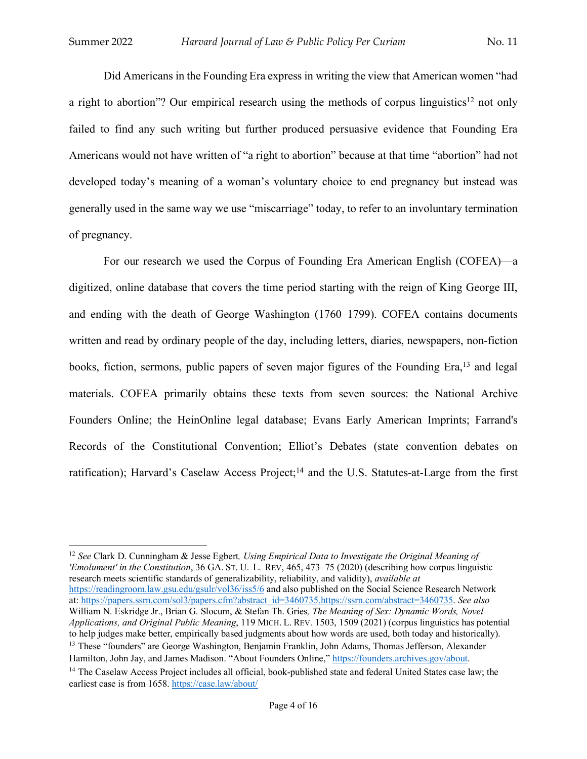Did Americans in the Founding Era express in writing the view that American women "had a right to abortion"? Our empirical research using the methods of corpus linguistics[12] not only failed to find any such writing but further produced persuasive evidence that Founding Era Americans would not have written of "a right to abortion" because at that time "abortion" had not developed today's meaning of a woman's voluntary choice to end pregnancy but instead was generally used in the same way we use "miscarriage" today, to refer to an involuntary termination of pregnancy.

For our research we used the Corpus of Founding Era American English (COFEA)—a digitized, online database that covers the time period starting with the reign of King George III, and ending with the death of George Washington (1760–1799). COFEA contains documents written and read by ordinary people of the day, including letters, diaries, newspapers, non-fiction books, fiction, sermons, public papers of seven major figures of the Founding Era,[13] and legal materials. COFEA primarily obtains these texts from seven sources: the National Archive Founders Online; the HeinOnline legal database; Evans Early American Imprints; Farrand's Records of the Constitutional Convention; Elliot's Debates (state convention debates on ratification); Harvard's Caselaw Access Project;[14] and the U.S. Statutes-at-Large from the first

---

[12] *See* Clark D. Cunningham & Jesse Egbert*, Using Empirical Data to Investigate the Original Meaning of 'Emolument' in the Constitution*, 36 GA. ST. U. L. REV, 465, 473–75 (2020) (describing how corpus linguistic research meets scientific standards of generalizability, reliability, and validity), *available at* https://readingroom.law.gsu.edu/gsulr/vol36/iss5/6 and also published on the Social Science Research Network at: https://papers.ssrn.com/sol3/papers.cfm?abstract_id=3460735.https://ssrn.com/abstract=3460735. *See also* William N. Eskridge Jr., Brian G. Slocum, & Stefan Th. Gries*, The Meaning of Sex: Dynamic Words, Novel Applications, and Original Public Meaning*, 119 MICH. L. REV. 1503, 1509 (2021) (corpus linguistics has potential to help judges make better, empirically based judgments about how words are used, both today and historically).

[13] These "founders" are George Washington, Benjamin Franklin, John Adams, Thomas Jefferson, Alexander Hamilton, John Jay, and James Madison. "About Founders Online," https://founders.archives.gov/about.

[14] The Caselaw Access Project includes all official, book-published state and federal United States case law; the earliest case is from 1658. https://case.law/about/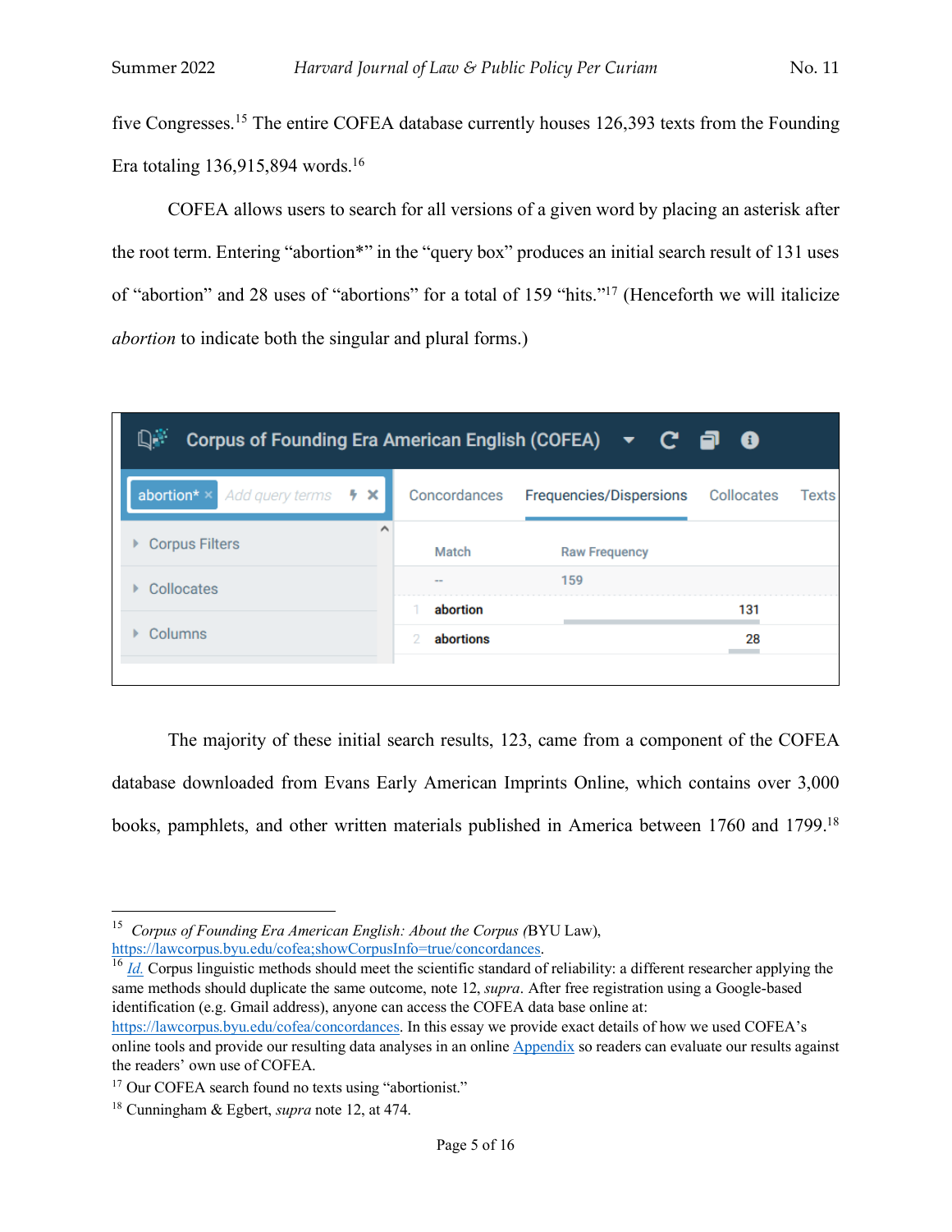five Congresses.[15] The entire COFEA database currently houses 126,393 texts from the Founding Era totaling 136,915,894 words.[16]

COFEA allows users to search for all versions of a given word by placing an asterisk after the root term. Entering "abortion*" in the "query box" produces an initial search result of 131 uses of "abortion" and 28 uses of "abortions" for a total of 159 "hits."[17] (Henceforth we will italicize *abortion* to indicate both the singular and plural forms.)

Corpus of Founding Era American English (COFEA)

abortion*

| | Match | Raw Frequency |
|---|---|---|
| | -- | 159 |
| 1 | abortion | 131 |
| 2 | abortions | 28 |

The majority of these initial search results, 123, came from a component of the COFEA database downloaded from Evans Early American Imprints Online, which contains over 3,000 books, pamphlets, and other written materials published in America between 1760 and 1799.[18]

---

[15] *Corpus of Founding Era American English: About the Corpus* (BYU Law), https://lawcorpus.byu.edu/cofea;showCorpusInfo=true/concordances.

[16] *Id.* Corpus linguistic methods should meet the scientific standard of reliability: a different researcher applying the same methods should duplicate the same outcome, note 12, *supra*. After free registration using a Google-based identification (e.g. Gmail address), anyone can access the COFEA data base online at: https://lawcorpus.byu.edu/cofea/concordances. In this essay we provide exact details of how we used COFEA's online tools and provide our resulting data analyses in an online Appendix so readers can evaluate our results against the readers' own use of COFEA.

[17] Our COFEA search found no texts using "abortionist."

[18] Cunningham & Egbert, *supra* note 12, at 474.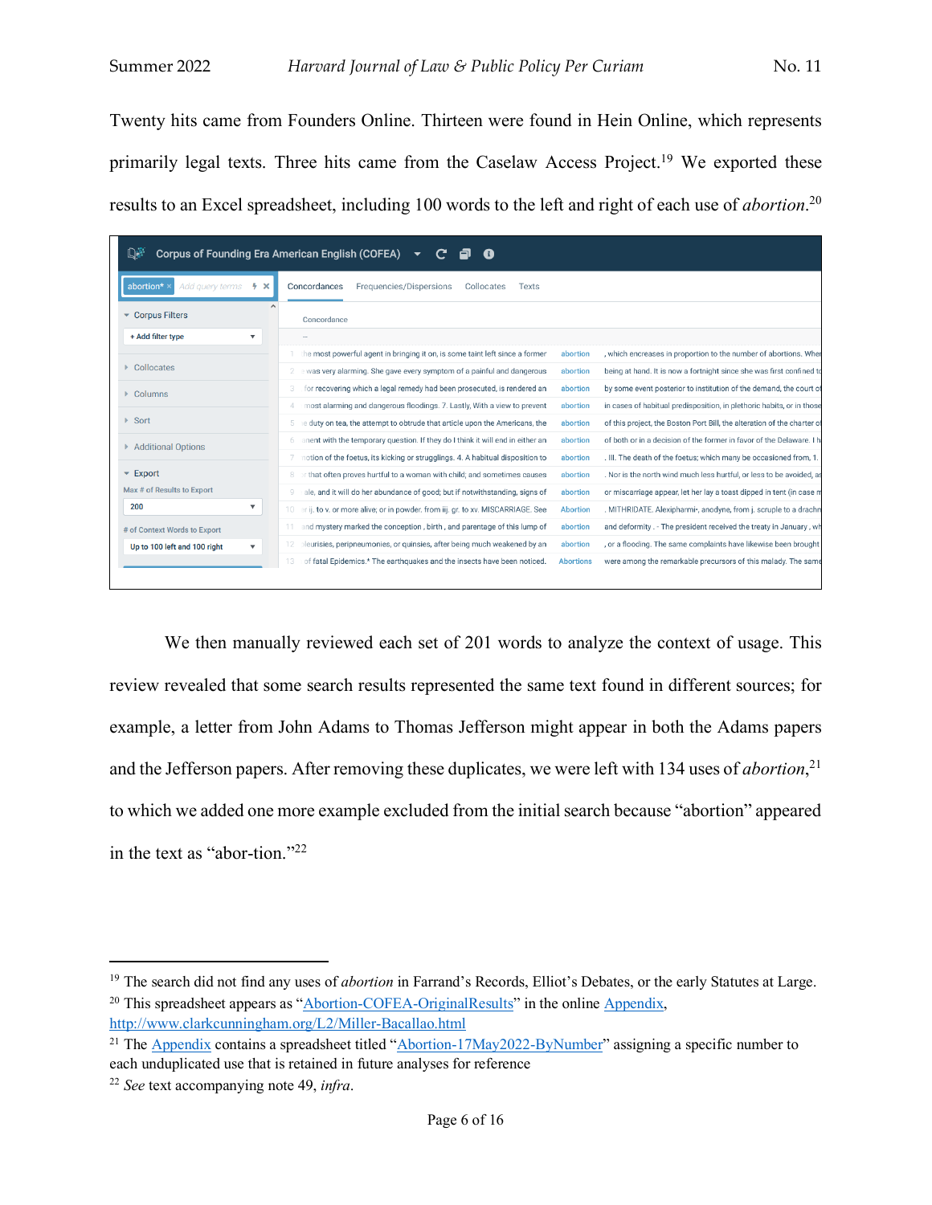Twenty hits came from Founders Online. Thirteen were found in Hein Online, which represents primarily legal texts. Three hits came from the Caselaw Access Project.[19] We exported these results to an Excel spreadsheet, including 100 words to the left and right of each use of *abortion*.[20]

Corpus of Founding Era American English (COFEA)

abortion* | Concordances | Frequencies/Dispersions | Collocates | Texts

Corpus Filters: + Add filter type; Collocates; Columns; Sort; Additional Options; Export: Max # of Results to Export: 200; # of Context Words to Export: Up to 100 left and 100 right

| # | Concordance | | |
|---|---|---|---|
| 1 | he most powerful agent in bringing it on, is some taint left since a former | abortion | , which encreases in proportion to the number of abortions. Whe |
| 2 | was very alarming. She gave every symptom of a painful and dangerous | abortion | being at hand. It is now a fortnight since she was first confined t |
| 3 | for recovering which a legal remedy had been prosecuted, is rendered an | abortion | by some event posterior to institution of the demand, the court o |
| 4 | most alarming and dangerous floodings. 7. Lastly, With a view to prevent | abortion | in cases of habitual predisposition, in plethoric habits, or in those |
| 5 | e duty on tea, the attempt to obtrude that article upon the Americans, the | abortion | of this project, the Boston Port Bill, the alteration of the charter o |
| 6 | ment with the temporary question. If they do I think it will end in either an | abortion | of both or in a decision of the former in favor of the Delaware. I h |
| 7 | notion of the foetus, its kicking or strugglings. 4. A habitual disposition to | abortion | . III. The death of the foetus; which many be occasioned from, 1. |
| 8 | that often proves hurtful to a woman with child; and sometimes causes | abortion | . Nor is the north wind much less hurtful, or less to be avoided, a |
| 9 | ale, and it will do her abundance of good; but if notwithstanding, signs of | abortion | or miscarriage appear, let her lay a toast dipped in tent (in case n |
| 10 | r ij. to v. or more alive; or in powder. from iij. gr. to xv. MISCARRIAGE. See | Abortion | . MITHRIDATE. Alexipharmi, anodyne, from j. scruple to a drachn |
| 11 | and mystery marked the conception , birth , and parentage of this lump of | abortion | and deformity . - The president received the treaty in January , w |
| 12 | leurisies, peripneumonies, or quinsies, after being much weakened by an | abortion | , or a flooding. The same complaints have likewise been brought |
| 13 | of fatal Epidemics.* The earthquakes and the insects have been noticed. | Abortions | were among the remarkable precursors of this malady. The same |

We then manually reviewed each set of 201 words to analyze the context of usage. This review revealed that some search results represented the same text found in different sources; for example, a letter from John Adams to Thomas Jefferson might appear in both the Adams papers and the Jefferson papers. After removing these duplicates, we were left with 134 uses of *abortion*,[21] to which we added one more example excluded from the initial search because "abortion" appeared in the text as "abor-tion."[22]

---

[19] The search did not find any uses of *abortion* in Farrand's Records, Elliot's Debates, or the early Statutes at Large.

[20] This spreadsheet appears as "Abortion-COFEA-OriginalResults" in the online Appendix, http://www.clarkcunningham.org/L2/Miller-Bacallao.html

[21] The Appendix contains a spreadsheet titled "Abortion-17May2022-ByNumber" assigning a specific number to each unduplicated use that is retained in future analyses for reference

[22] *See* text accompanying note 49, *infra*.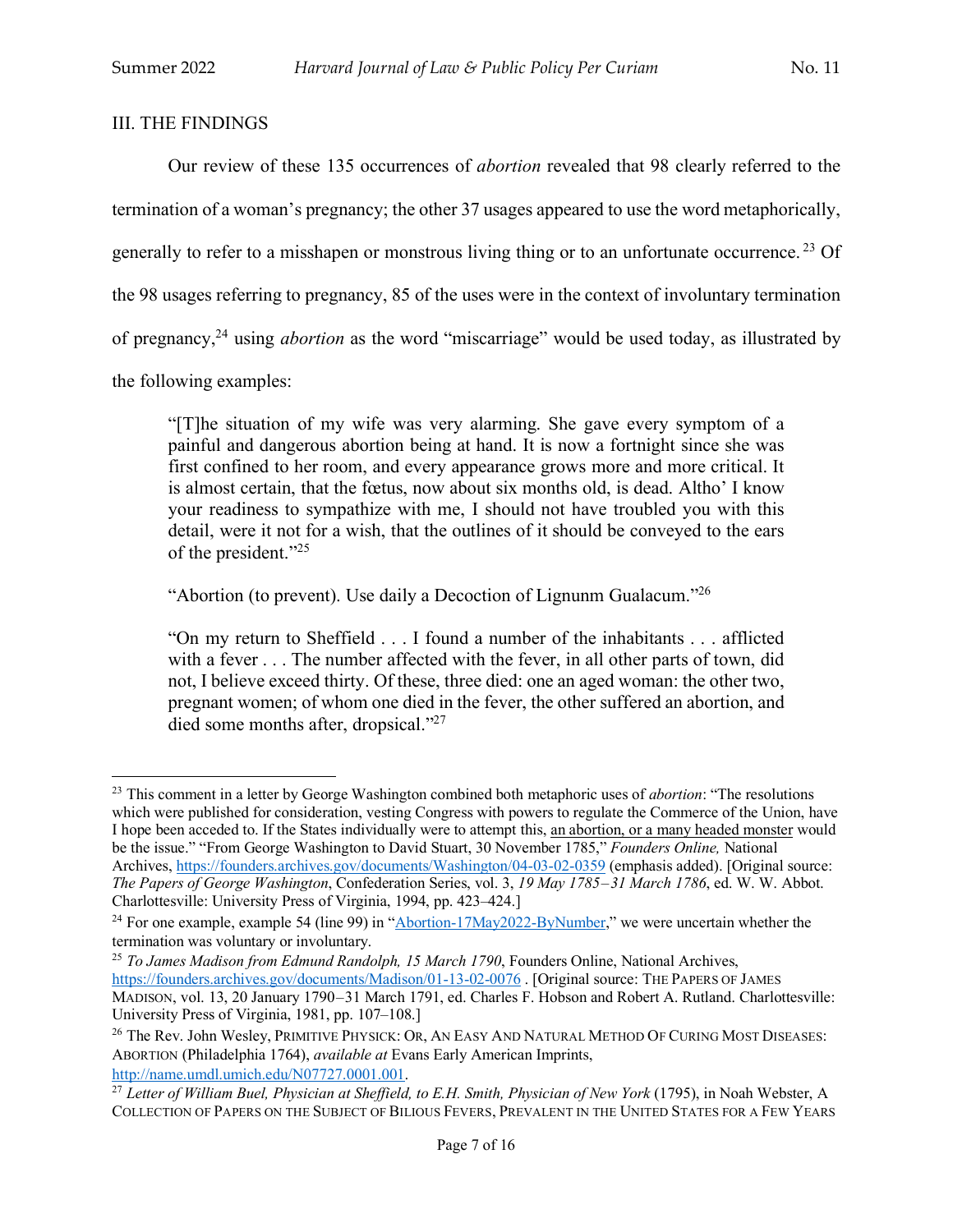## III. THE FINDINGS

Our review of these 135 occurrences of *abortion* revealed that 98 clearly referred to the termination of a woman's pregnancy; the other 37 usages appeared to use the word metaphorically, generally to refer to a misshapen or monstrous living thing or to an unfortunate occurrence.[23] Of the 98 usages referring to pregnancy, 85 of the uses were in the context of involuntary termination of pregnancy,[24] using *abortion* as the word "miscarriage" would be used today, as illustrated by the following examples:

> "[T]he situation of my wife was very alarming. She gave every symptom of a painful and dangerous abortion being at hand. It is now a fortnight since she was first confined to her room, and every appearance grows more and more critical. It is almost certain, that the fœtus, now about six months old, is dead. Altho' I know your readiness to sympathize with me, I should not have troubled you with this detail, were it not for a wish, that the outlines of it should be conveyed to the ears of the president."[25]

> "Abortion (to prevent). Use daily a Decoction of Lignunm Gualacum."[26]

> "On my return to Sheffield . . . I found a number of the inhabitants . . . afflicted with a fever . . . The number affected with the fever, in all other parts of town, did not, I believe exceed thirty. Of these, three died: one an aged woman: the other two, pregnant women; of whom one died in the fever, the other suffered an abortion, and died some months after, dropsical."[27]

---

[23] This comment in a letter by George Washington combined both metaphoric uses of *abortion*: "The resolutions which were published for consideration, vesting Congress with powers to regulate the Commerce of the Union, have I hope been acceded to. If the States individually were to attempt this, <u>an abortion, or a many headed monster</u> would be the issue." "From George Washington to David Stuart, 30 November 1785," *Founders Online,* National Archives, https://founders.archives.gov/documents/Washington/04-03-02-0359 (emphasis added). [Original source: *The Papers of George Washington*, Confederation Series, vol. 3, *19 May 1785–31 March 1786*, ed. W. W. Abbot. Charlottesville: University Press of Virginia, 1994, pp. 423–424.]

[24] For one example, example 54 (line 99) in "Abortion-17May2022-ByNumber," we were uncertain whether the termination was voluntary or involuntary.

[25] *To James Madison from Edmund Randolph, 15 March 1790*, Founders Online, National Archives, https://founders.archives.gov/documents/Madison/01-13-02-0076 . [Original source: THE PAPERS OF JAMES MADISON, vol. 13, 20 January 1790–31 March 1791, ed. Charles F. Hobson and Robert A. Rutland. Charlottesville: University Press of Virginia, 1981, pp. 107–108.]

[26] The Rev. John Wesley, PRIMITIVE PHYSICK: OR, AN EASY AND NATURAL METHOD OF CURING MOST DISEASES: ABORTION (Philadelphia 1764), *available at* Evans Early American Imprints, http://name.umdl.umich.edu/N07727.0001.001.

[27] *Letter of William Buel, Physician at Sheffield, to E.H. Smith, Physician of New York* (1795), in Noah Webster, A COLLECTION OF PAPERS ON THE SUBJECT OF BILIOUS FEVERS, PREVALENT IN THE UNITED STATES FOR A FEW YEARS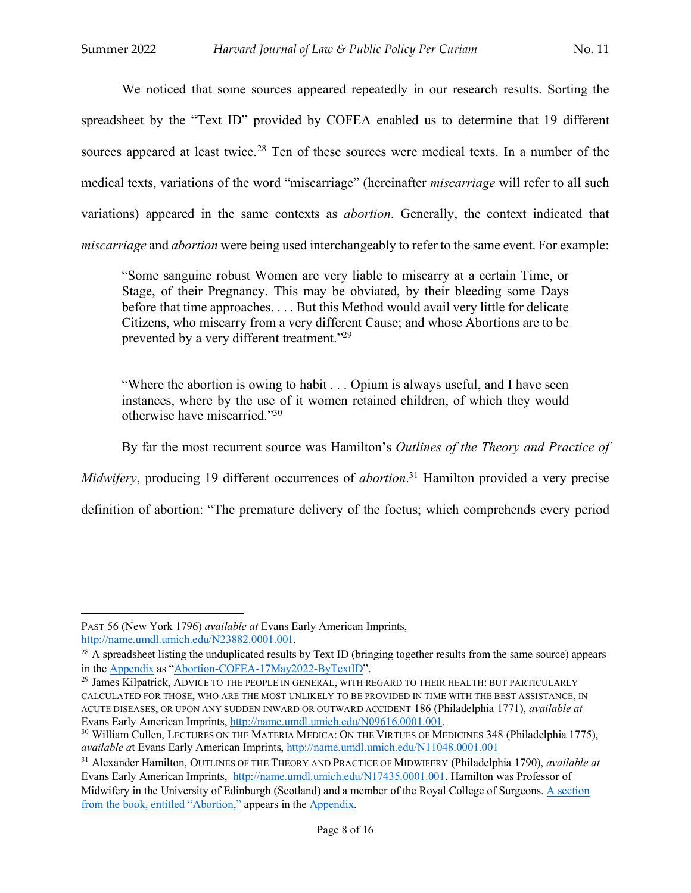We noticed that some sources appeared repeatedly in our research results. Sorting the spreadsheet by the "Text ID" provided by COFEA enabled us to determine that 19 different sources appeared at least twice.[28] Ten of these sources were medical texts. In a number of the medical texts, variations of the word "miscarriage" (hereinafter *miscarriage* will refer to all such variations) appeared in the same contexts as *abortion*. Generally, the context indicated that *miscarriage* and *abortion* were being used interchangeably to refer to the same event. For example:

> "Some sanguine robust Women are very liable to miscarry at a certain Time, or Stage, of their Pregnancy. This may be obviated, by their bleeding some Days before that time approaches. . . . But this Method would avail very little for delicate Citizens, who miscarry from a very different Cause; and whose Abortions are to be prevented by a very different treatment."[29]

> "Where the abortion is owing to habit . . . Opium is always useful, and I have seen instances, where by the use of it women retained children, of which they would otherwise have miscarried."[30]

By far the most recurrent source was Hamilton's *Outlines of the Theory and Practice of Midwifery*, producing 19 different occurrences of *abortion*.[31] Hamilton provided a very precise definition of abortion: "The premature delivery of the foetus; which comprehends every period

---

PAST 56 (New York 1796) *available at* Evans Early American Imprints, http://name.umdl.umich.edu/N23882.0001.001.

[28] A spreadsheet listing the unduplicated results by Text ID (bringing together results from the same source) appears in the Appendix as "Abortion-COFEA-17May2022-ByTextID".

[29] James Kilpatrick, ADVICE TO THE PEOPLE IN GENERAL, WITH REGARD TO THEIR HEALTH: BUT PARTICULARLY CALCULATED FOR THOSE, WHO ARE THE MOST UNLIKELY TO BE PROVIDED IN TIME WITH THE BEST ASSISTANCE, IN ACUTE DISEASES, OR UPON ANY SUDDEN INWARD OR OUTWARD ACCIDENT 186 (Philadelphia 1771), *available at* Evans Early American Imprints, http://name.umdl.umich.edu/N09616.0001.001.

[30] William Cullen, LECTURES ON THE MATERIA MEDICA: ON THE VIRTUES OF MEDICINES 348 (Philadelphia 1775), *available a*t Evans Early American Imprints, http://name.umdl.umich.edu/N11048.0001.001

[31] Alexander Hamilton, OUTLINES OF THE THEORY AND PRACTICE OF MIDWIFERY (Philadelphia 1790), *available at* Evans Early American Imprints, http://name.umdl.umich.edu/N17435.0001.001. Hamilton was Professor of Midwifery in the University of Edinburgh (Scotland) and a member of the Royal College of Surgeons. A section from the book, entitled "Abortion," appears in the Appendix.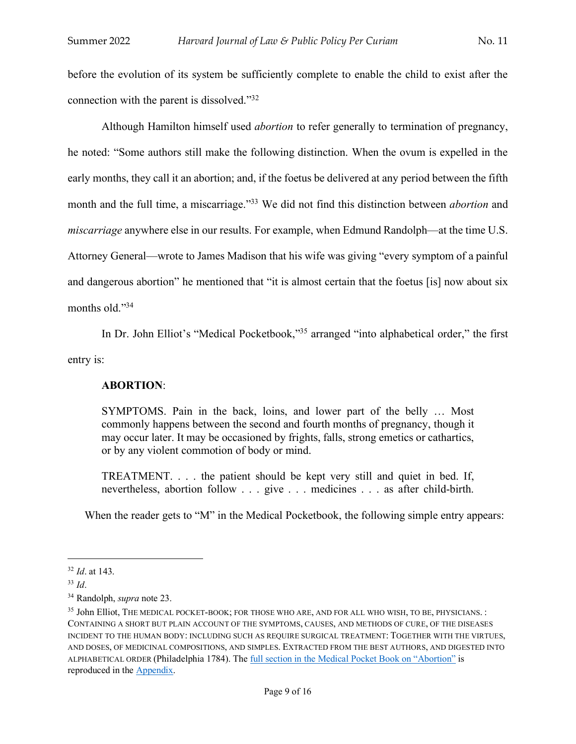before the evolution of its system be sufficiently complete to enable the child to exist after the connection with the parent is dissolved."[32]

Although Hamilton himself used *abortion* to refer generally to termination of pregnancy, he noted: "Some authors still make the following distinction. When the ovum is expelled in the early months, they call it an abortion; and, if the foetus be delivered at any period between the fifth month and the full time, a miscarriage."[33] We did not find this distinction between *abortion* and *miscarriage* anywhere else in our results. For example, when Edmund Randolph—at the time U.S. Attorney General—wrote to James Madison that his wife was giving "every symptom of a painful and dangerous abortion" he mentioned that "it is almost certain that the foetus [is] now about six months old."[34]

In Dr. John Elliot's "Medical Pocketbook,"[35] arranged "into alphabetical order," the first entry is:

> **ABORTION**:
>
> SYMPTOMS. Pain in the back, loins, and lower part of the belly … Most commonly happens between the second and fourth months of pregnancy, though it may occur later. It may be occasioned by frights, falls, strong emetics or cathartics, or by any violent commotion of body or mind.
>
> TREATMENT. . . . the patient should be kept very still and quiet in bed. If, nevertheless, abortion follow . . . give . . . medicines . . . as after child-birth.

When the reader gets to "M" in the Medical Pocketbook, the following simple entry appears:

---

[32] *Id*. at 143.

[33] *Id*.

[34] Randolph, *supra* note 23.

[35] John Elliot, THE MEDICAL POCKET-BOOK; FOR THOSE WHO ARE, AND FOR ALL WHO WISH, TO BE, PHYSICIANS. : CONTAINING A SHORT BUT PLAIN ACCOUNT OF THE SYMPTOMS, CAUSES, AND METHODS OF CURE, OF THE DISEASES INCIDENT TO THE HUMAN BODY: INCLUDING SUCH AS REQUIRE SURGICAL TREATMENT: TOGETHER WITH THE VIRTUES, AND DOSES, OF MEDICINAL COMPOSITIONS, AND SIMPLES. EXTRACTED FROM THE BEST AUTHORS, AND DIGESTED INTO ALPHABETICAL ORDER (Philadelphia 1784). The full section in the Medical Pocket Book on "Abortion" is reproduced in the Appendix.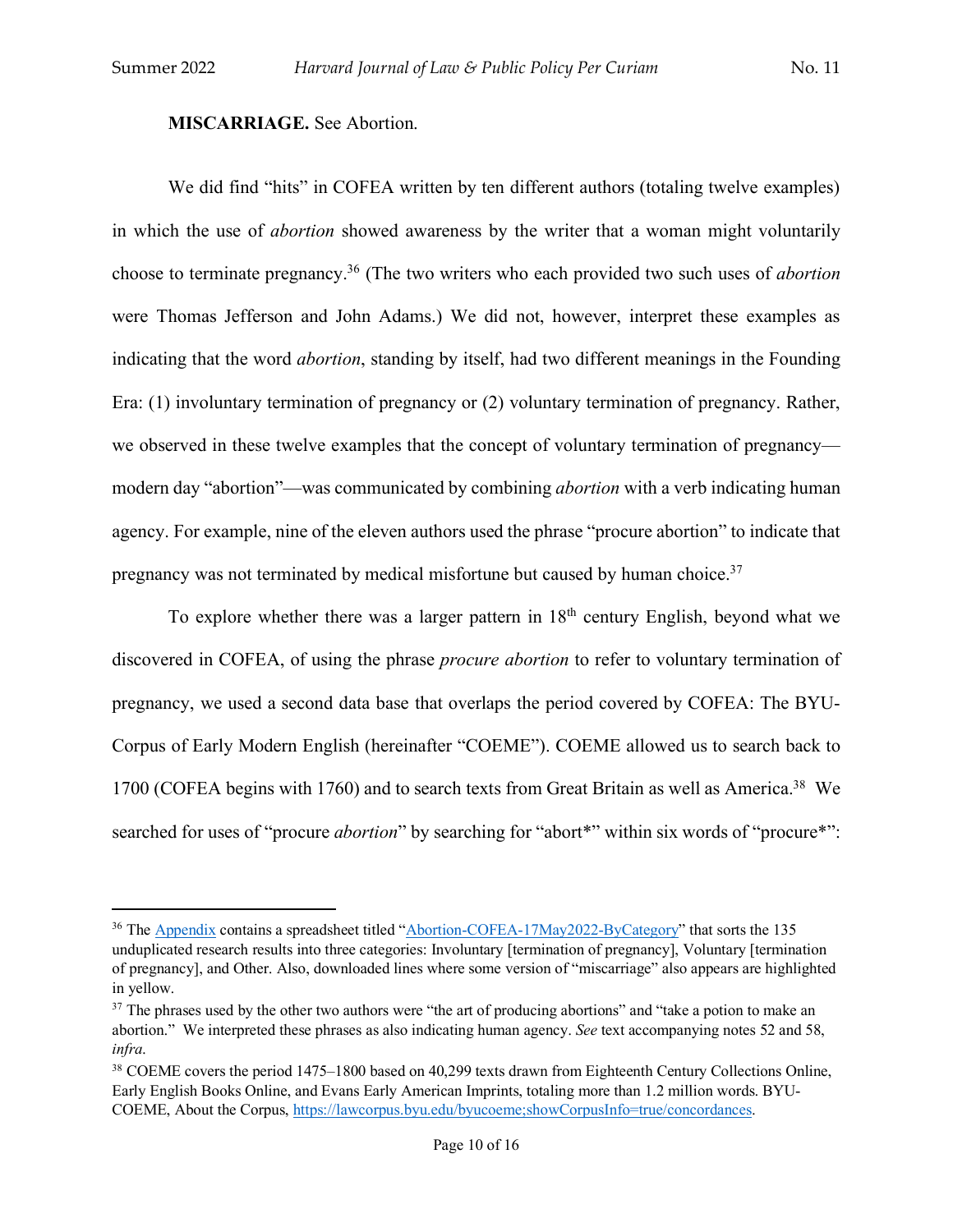**MISCARRIAGE.** See Abortion.

We did find "hits" in COFEA written by ten different authors (totaling twelve examples) in which the use of *abortion* showed awareness by the writer that a woman might voluntarily choose to terminate pregnancy.[36] (The two writers who each provided two such uses of *abortion* were Thomas Jefferson and John Adams.) We did not, however, interpret these examples as indicating that the word *abortion*, standing by itself, had two different meanings in the Founding Era: (1) involuntary termination of pregnancy or (2) voluntary termination of pregnancy. Rather, we observed in these twelve examples that the concept of voluntary termination of pregnancy—modern day "abortion"—was communicated by combining *abortion* with a verb indicating human agency. For example, nine of the eleven authors used the phrase "procure abortion" to indicate that pregnancy was not terminated by medical misfortune but caused by human choice.[37]

To explore whether there was a larger pattern in 18th century English, beyond what we discovered in COFEA, of using the phrase *procure abortion* to refer to voluntary termination of pregnancy, we used a second data base that overlaps the period covered by COFEA: The BYU-Corpus of Early Modern English (hereinafter "COEME"). COEME allowed us to search back to 1700 (COFEA begins with 1760) and to search texts from Great Britain as well as America.[38] We searched for uses of "procure *abortion*" by searching for "abort*" within six words of "procure*":

---

[36] The Appendix contains a spreadsheet titled "Abortion-COFEA-17May2022-ByCategory" that sorts the 135 unduplicated research results into three categories: Involuntary [termination of pregnancy], Voluntary [termination of pregnancy], and Other. Also, downloaded lines where some version of "miscarriage" also appears are highlighted in yellow.

[37] The phrases used by the other two authors were "the art of producing abortions" and "take a potion to make an abortion." We interpreted these phrases as also indicating human agency. *See* text accompanying notes 52 and 58, *infra*.

[38] COEME covers the period 1475–1800 based on 40,299 texts drawn from Eighteenth Century Collections Online, Early English Books Online, and Evans Early American Imprints, totaling more than 1.2 million words. BYU-COEME, About the Corpus, https://lawcorpus.byu.edu/byucoeme;showCorpusInfo=true/concordances.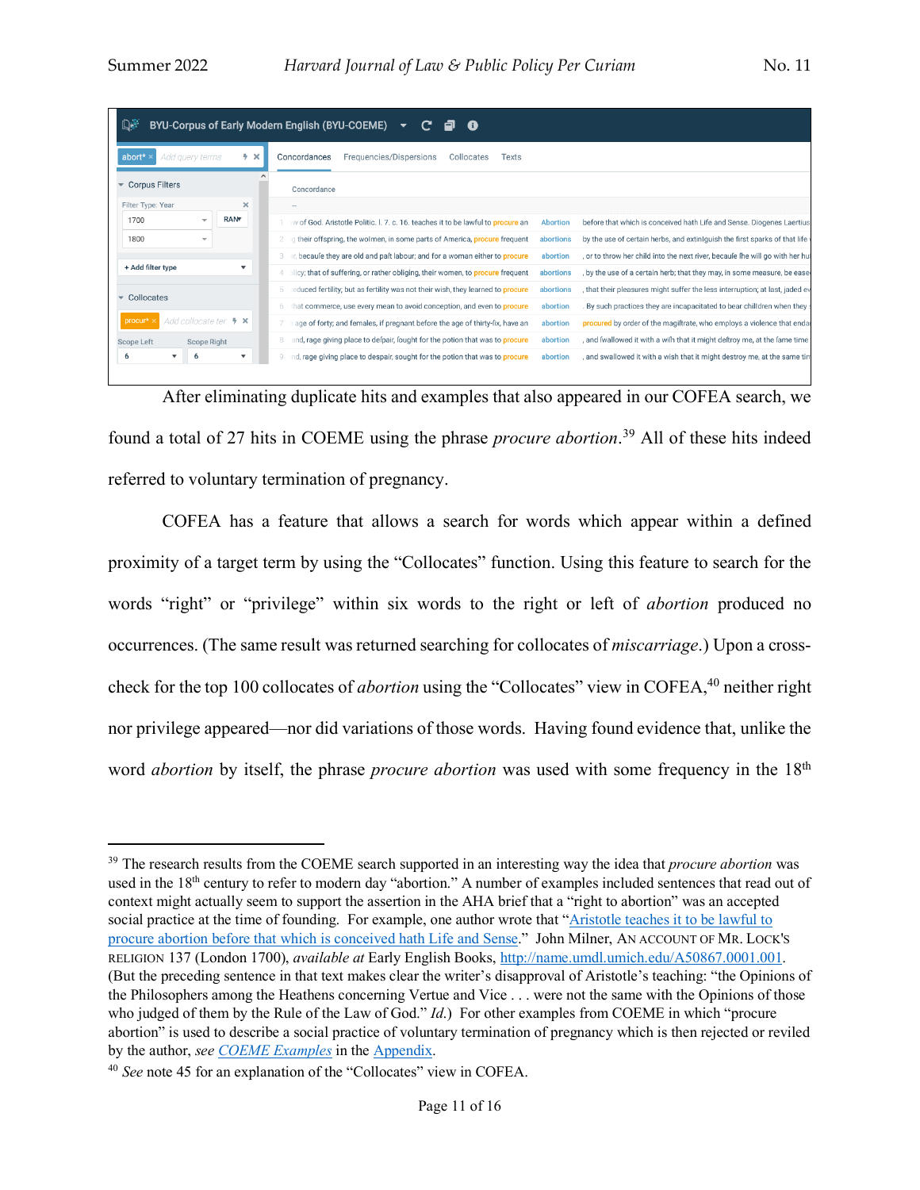After eliminating duplicate hits and examples that also appeared in our COFEA search, we found a total of 27 hits in COEME using the phrase *procure abortion*.[39] All of these hits indeed referred to voluntary termination of pregnancy.

COFEA has a feature that allows a search for words which appear within a defined proximity of a target term by using the "Collocates" function. Using this feature to search for the words "right" or "privilege" within six words to the right or left of *abortion* produced no occurrences. (The same result was returned searching for collocates of *miscarriage*.) Upon a cross-check for the top 100 collocates of *abortion* using the "Collocates" view in COFEA,[40] neither right nor privilege appeared—nor did variations of those words. Having found evidence that, unlike the word *abortion* by itself, the phrase *procure abortion* was used with some frequency in the 18th

---

[39] The research results from the COEME search supported in an interesting way the idea that *procure abortion* was used in the 18th century to refer to modern day "abortion." A number of examples included sentences that read out of context might actually seem to support the assertion in the AHA brief that a "right to abortion" was an accepted social practice at the time of founding. For example, one author wrote that "Aristotle teaches it to be lawful to procure abortion before that which is conceived hath Life and Sense." John Milner, AN ACCOUNT OF MR. LOCK'S RELIGION 137 (London 1700), *available at* Early English Books, http://name.umdl.umich.edu/A50867.0001.001. (But the preceding sentence in that text makes clear the writer's disapproval of Aristotle's teaching: "the Opinions of the Philosophers among the Heathens concerning Vertue and Vice . . . were not the same with the Opinions of those who judged of them by the Rule of the Law of God." *Id.*) For other examples from COEME in which "procure abortion" is used to describe a social practice of voluntary termination of pregnancy which is then rejected or reviled by the author, *see* *COEME Examples* in the Appendix.

[40] *See* note 45 for an explanation of the "Collocates" view in COFEA.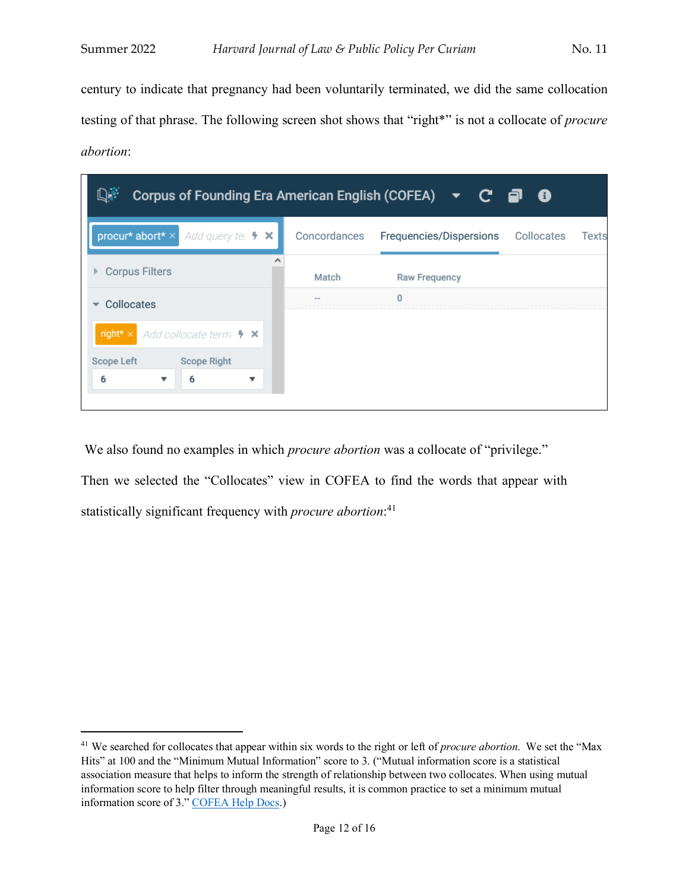century to indicate that pregnancy had been voluntarily terminated, we did the same collocation testing of that phrase. The following screen shot shows that "right*" is not a collocate of *procure abortion*:

Corpus of Founding Era American English (COFEA)

procur* abort* | Concordances | Frequencies/Dispersions | Collocates | Texts

Corpus Filters

Collocates

right*

Scope Left: 6 | Scope Right: 6

| Match | Raw Frequency |
|---|---|
| -- | 0 |

We also found no examples in which *procure abortion* was a collocate of "privilege." Then we selected the "Collocates" view in COFEA to find the words that appear with statistically significant frequency with *procure abortion*:[41]

[41] We searched for collocates that appear within six words to the right or left of *procure abortion*. We set the "Max Hits" at 100 and the "Minimum Mutual Information" score to 3. ("Mutual information score is a statistical association measure that helps to inform the strength of relationship between two collocates. When using mutual information score to help filter through meaningful results, it is common practice to set a minimum mutual information score of 3." COFEA Help Docs.)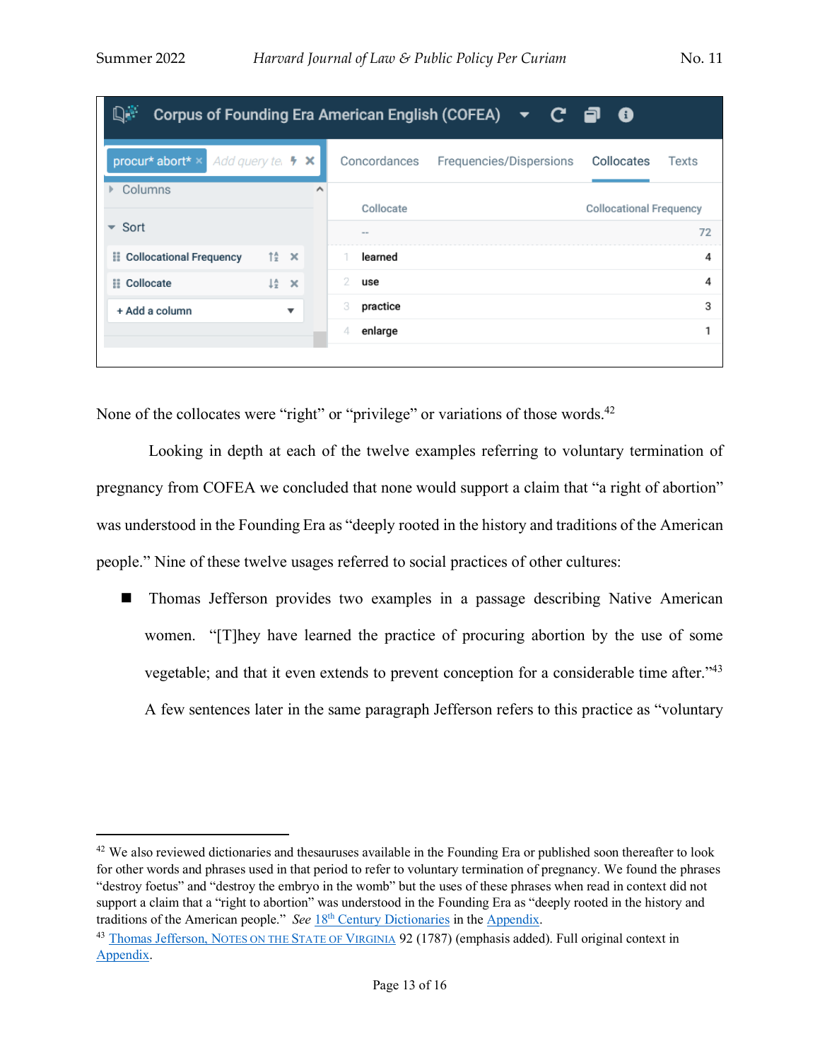| Collocate | Collocational Frequency |
|---|---|
| -- | 72 |
| learned | 4 |
| use | 4 |
| practice | 3 |
| enlarge | 1 |

None of the collocates were "right" or "privilege" or variations of those words.[42]

Looking in depth at each of the twelve examples referring to voluntary termination of pregnancy from COFEA we concluded that none would support a claim that "a right of abortion" was understood in the Founding Era as "deeply rooted in the history and traditions of the American people." Nine of these twelve usages referred to social practices of other cultures:

- Thomas Jefferson provides two examples in a passage describing Native American women. "[T]hey have learned the practice of procuring abortion by the use of some vegetable; and that it even extends to prevent conception for a considerable time after."[43] A few sentences later in the same paragraph Jefferson refers to this practice as "voluntary

---

[42] We also reviewed dictionaries and thesauruses available in the Founding Era or published soon thereafter to look for other words and phrases used in that period to refer to voluntary termination of pregnancy. We found the phrases "destroy foetus" and "destroy the embryo in the womb" but the uses of these phrases when read in context did not support a claim that a "right to abortion" was understood in the Founding Era as "deeply rooted in the history and traditions of the American people." *See* 18th Century Dictionaries in the Appendix.

[43] Thomas Jefferson, NOTES ON THE STATE OF VIRGINIA 92 (1787) (emphasis added). Full original context in Appendix.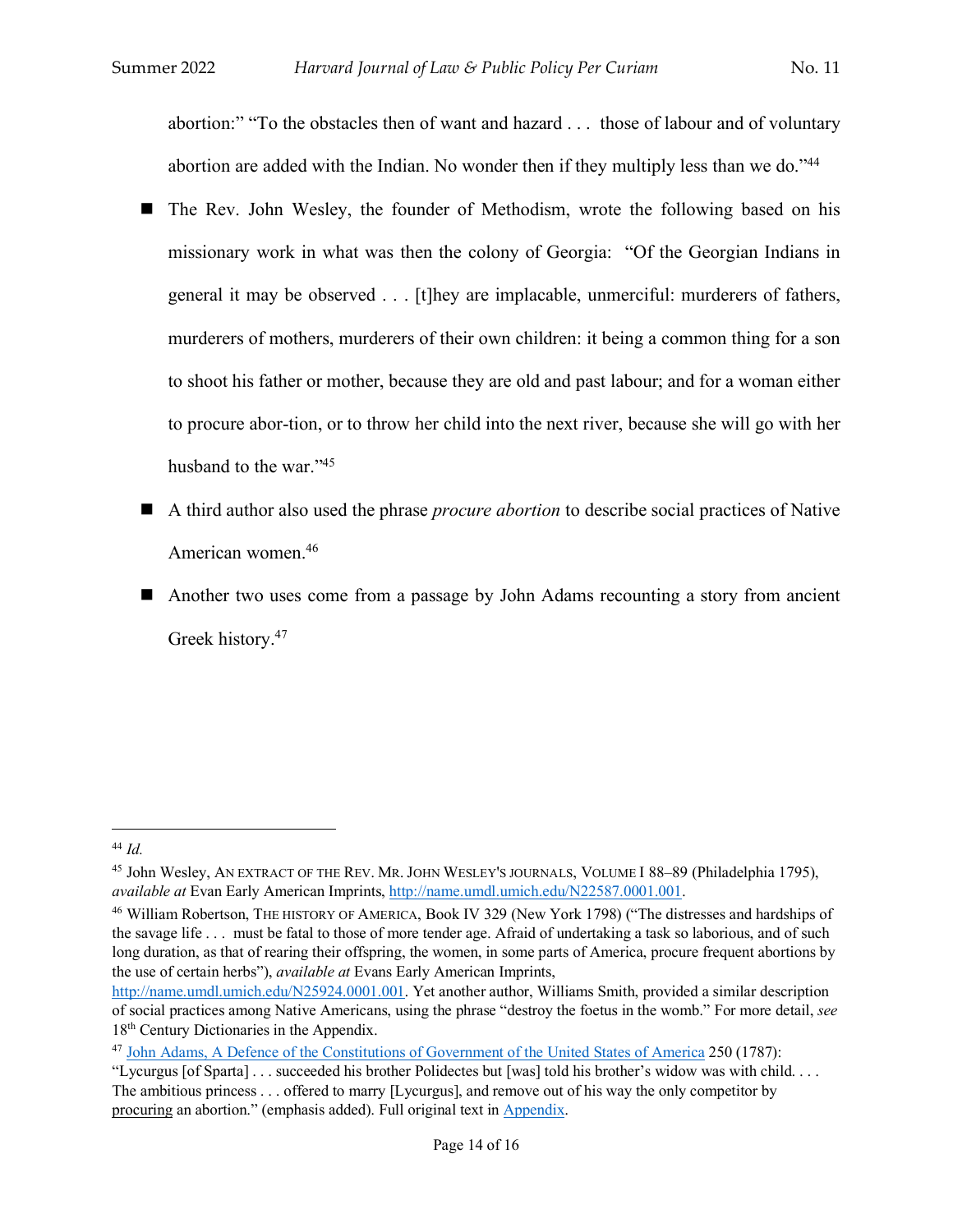abortion:" "To the obstacles then of want and hazard . . . those of labour and of voluntary abortion are added with the Indian. No wonder then if they multiply less than we do."[44]

- The Rev. John Wesley, the founder of Methodism, wrote the following based on his missionary work in what was then the colony of Georgia: "Of the Georgian Indians in general it may be observed . . . [t]hey are implacable, unmerciful: murderers of fathers, murderers of mothers, murderers of their own children: it being a common thing for a son to shoot his father or mother, because they are old and past labour; and for a woman either to procure abor-tion, or to throw her child into the next river, because she will go with her husband to the war."[45]
- A third author also used the phrase *procure abortion* to describe social practices of Native American women.[46]
- Another two uses come from a passage by John Adams recounting a story from ancient Greek history.[47]

---

[44] *Id.*

[45] John Wesley, AN EXTRACT OF THE REV. MR. JOHN WESLEY'S JOURNALS, VOLUME I 88–89 (Philadelphia 1795), *available at* Evan Early American Imprints, http://name.umdl.umich.edu/N22587.0001.001.

[46] William Robertson, THE HISTORY OF AMERICA, Book IV 329 (New York 1798) ("The distresses and hardships of the savage life . . . must be fatal to those of more tender age. Afraid of undertaking a task so laborious, and of such long duration, as that of rearing their offspring, the women, in some parts of America, procure frequent abortions by the use of certain herbs"), *available at* Evans Early American Imprints, http://name.umdl.umich.edu/N25924.0001.001. Yet another author, Williams Smith, provided a similar description of social practices among Native Americans, using the phrase "destroy the foetus in the womb." For more detail, *see* 18th Century Dictionaries in the Appendix.

[47] John Adams, A Defence of the Constitutions of Government of the United States of America 250 (1787): "Lycurgus [of Sparta] . . . succeeded his brother Polidectes but [was] told his brother's widow was with child. . . . The ambitious princess . . . offered to marry [Lycurgus], and remove out of his way the only competitor by procuring an abortion." (emphasis added). Full original text in Appendix.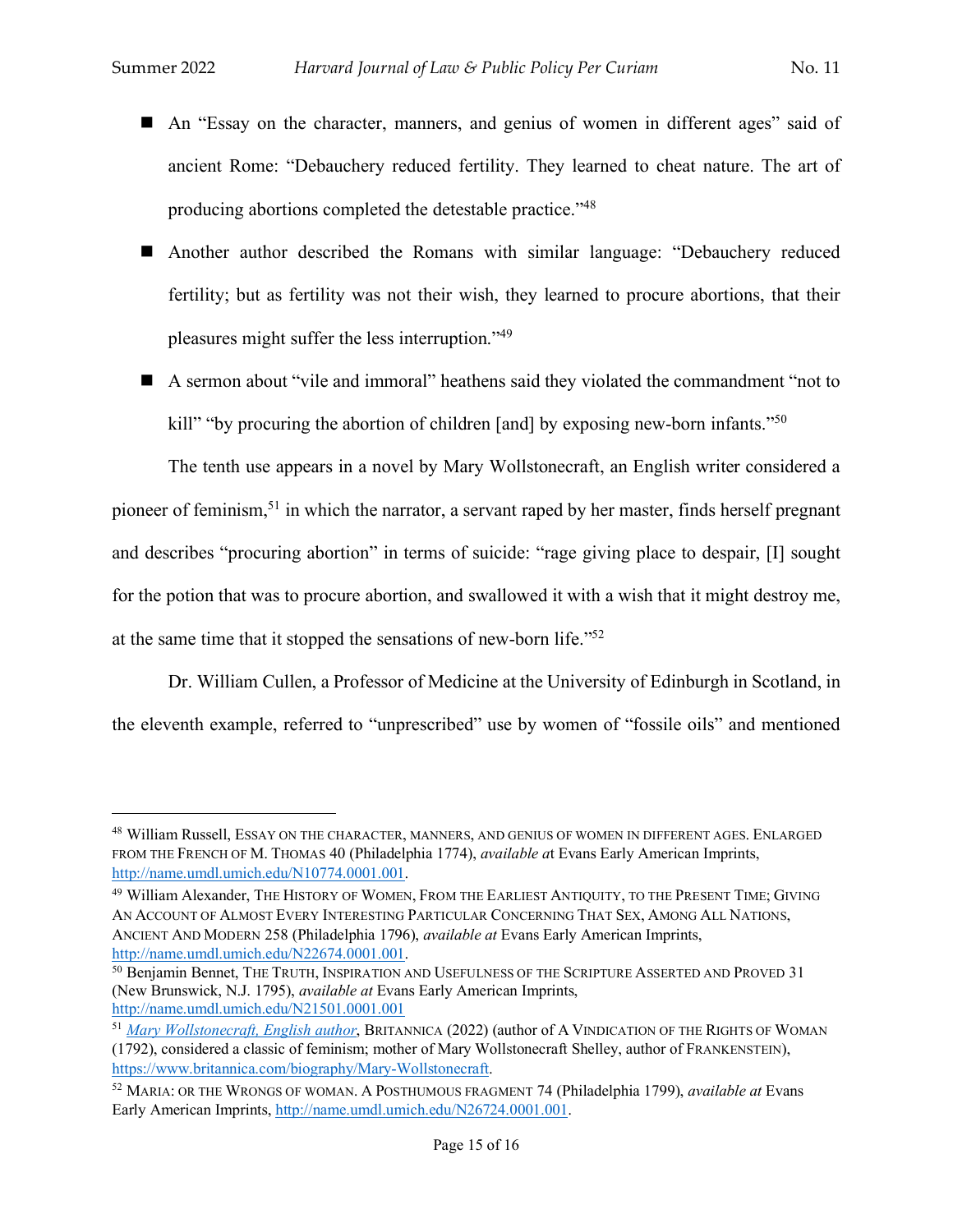- An "Essay on the character, manners, and genius of women in different ages" said of ancient Rome: "Debauchery reduced fertility. They learned to cheat nature. The art of producing abortions completed the detestable practice."[48]
- Another author described the Romans with similar language: "Debauchery reduced fertility; but as fertility was not their wish, they learned to procure abortions, that their pleasures might suffer the less interruption."[49]
- A sermon about "vile and immoral" heathens said they violated the commandment "not to kill" "by procuring the abortion of children [and] by exposing new-born infants."[50]

The tenth use appears in a novel by Mary Wollstonecraft, an English writer considered a pioneer of feminism,[51] in which the narrator, a servant raped by her master, finds herself pregnant and describes "procuring abortion" in terms of suicide: "rage giving place to despair, [I] sought for the potion that was to procure abortion, and swallowed it with a wish that it might destroy me, at the same time that it stopped the sensations of new-born life."[52]

Dr. William Cullen, a Professor of Medicine at the University of Edinburgh in Scotland, in the eleventh example, referred to "unprescribed" use by women of "fossile oils" and mentioned

---

[48] William Russell, ESSAY ON THE CHARACTER, MANNERS, AND GENIUS OF WOMEN IN DIFFERENT AGES. ENLARGED FROM THE FRENCH OF M. THOMAS 40 (Philadelphia 1774), *available a*t Evans Early American Imprints, http://name.umdl.umich.edu/N10774.0001.001.

[49] William Alexander, THE HISTORY OF WOMEN, FROM THE EARLIEST ANTIQUITY, TO THE PRESENT TIME; GIVING AN ACCOUNT OF ALMOST EVERY INTERESTING PARTICULAR CONCERNING THAT SEX, AMONG ALL NATIONS, ANCIENT AND MODERN 258 (Philadelphia 1796), *available at* Evans Early American Imprints, http://name.umdl.umich.edu/N22674.0001.001.

[50] Benjamin Bennet, THE TRUTH, INSPIRATION AND USEFULNESS OF THE SCRIPTURE ASSERTED AND PROVED 31 (New Brunswick, N.J. 1795), *available at* Evans Early American Imprints, http://name.umdl.umich.edu/N21501.0001.001

[51] *Mary Wollstonecraft, English author*, BRITANNICA (2022) (author of A VINDICATION OF THE RIGHTS OF WOMAN (1792), considered a classic of feminism; mother of Mary Wollstonecraft Shelley, author of FRANKENSTEIN), https://www.britannica.com/biography/Mary-Wollstonecraft.

[52] MARIA: OR THE WRONGS OF WOMAN. A POSTHUMOUS FRAGMENT 74 (Philadelphia 1799), *available at* Evans Early American Imprints, http://name.umdl.umich.edu/N26724.0001.001.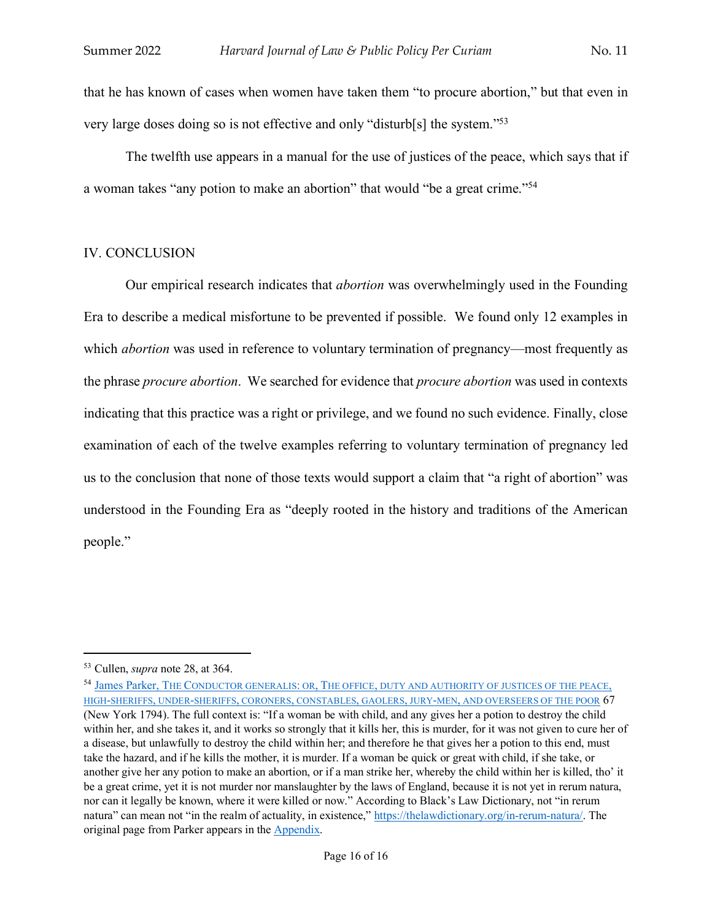that he has known of cases when women have taken them "to procure abortion," but that even in very large doses doing so is not effective and only "disturb[s] the system."[53]

The twelfth use appears in a manual for the use of justices of the peace, which says that if a woman takes "any potion to make an abortion" that would "be a great crime."[54]

## IV. CONCLUSION

Our empirical research indicates that *abortion* was overwhelmingly used in the Founding Era to describe a medical misfortune to be prevented if possible. We found only 12 examples in which *abortion* was used in reference to voluntary termination of pregnancy—most frequently as the phrase *procure abortion*. We searched for evidence that *procure abortion* was used in contexts indicating that this practice was a right or privilege, and we found no such evidence. Finally, close examination of each of the twelve examples referring to voluntary termination of pregnancy led us to the conclusion that none of those texts would support a claim that "a right of abortion" was understood in the Founding Era as "deeply rooted in the history and traditions of the American people."

---

[53] Cullen, *supra* note 28, at 364.

[54] James Parker, THE CONDUCTOR GENERALIS: OR, THE OFFICE, DUTY AND AUTHORITY OF JUSTICES OF THE PEACE, HIGH-SHERIFFS, UNDER-SHERIFFS, CORONERS, CONSTABLES, GAOLERS, JURY-MEN, AND OVERSEERS OF THE POOR 67 (New York 1794). The full context is: "If a woman be with child, and any gives her a potion to destroy the child within her, and she takes it, and it works so strongly that it kills her, this is murder, for it was not given to cure her of a disease, but unlawfully to destroy the child within her; and therefore he that gives her a potion to this end, must take the hazard, and if he kills the mother, it is murder. If a woman be quick or great with child, if she take, or another give her any potion to make an abortion, or if a man strike her, whereby the child within her is killed, tho' it be a great crime, yet it is not murder nor manslaughter by the laws of England, because it is not yet in rerum natura, nor can it legally be known, where it were killed or now." According to Black's Law Dictionary, not "in rerum natura" can mean not "in the realm of actuality, in existence," https://thelawdictionary.org/in-rerum-natura/. The original page from Parker appears in the Appendix.